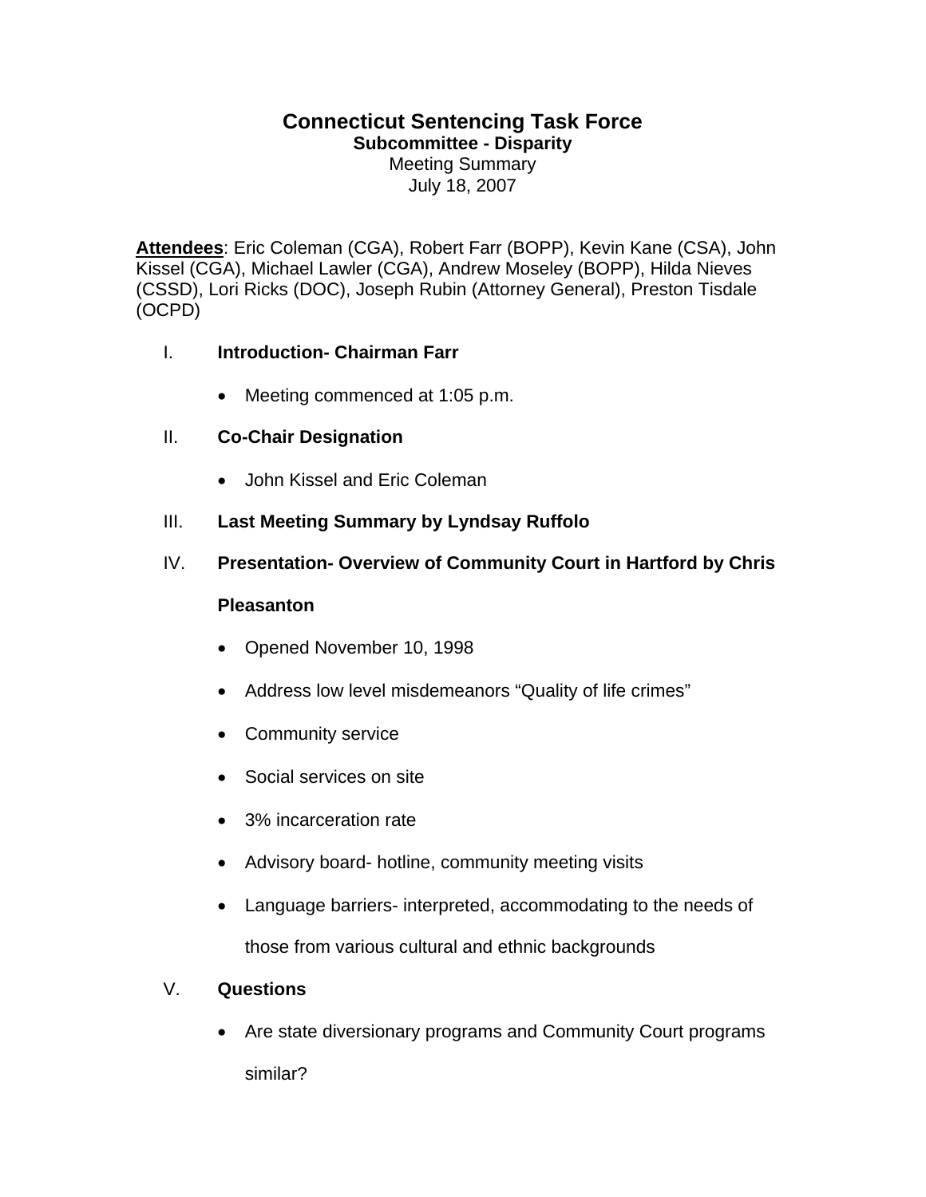# Connecticut Sentencing Task Force

## Subcommittee - Disparity

Meeting Summary

July 18, 2007

**Attendees**: Eric Coleman (CGA), Robert Farr (BOPP), Kevin Kane (CSA), John Kissel (CGA), Michael Lawler (CGA), Andrew Moseley (BOPP), Hilda Nieves (CSSD), Lori Ricks (DOC), Joseph Rubin (Attorney General), Preston Tisdale (OCPD)

I. **Introduction- Chairman Farr**

- Meeting commenced at 1:05 p.m.

II. **Co-Chair Designation**

- John Kissel and Eric Coleman

III. **Last Meeting Summary by Lyndsay Ruffolo**

IV. **Presentation- Overview of Community Court in Hartford by Chris Pleasanton**

- Opened November 10, 1998
- Address low level misdemeanors "Quality of life crimes"
- Community service
- Social services on site
- 3% incarceration rate
- Advisory board- hotline, community meeting visits
- Language barriers- interpreted, accommodating to the needs of those from various cultural and ethnic backgrounds

V. **Questions**

- Are state diversionary programs and Community Court programs similar?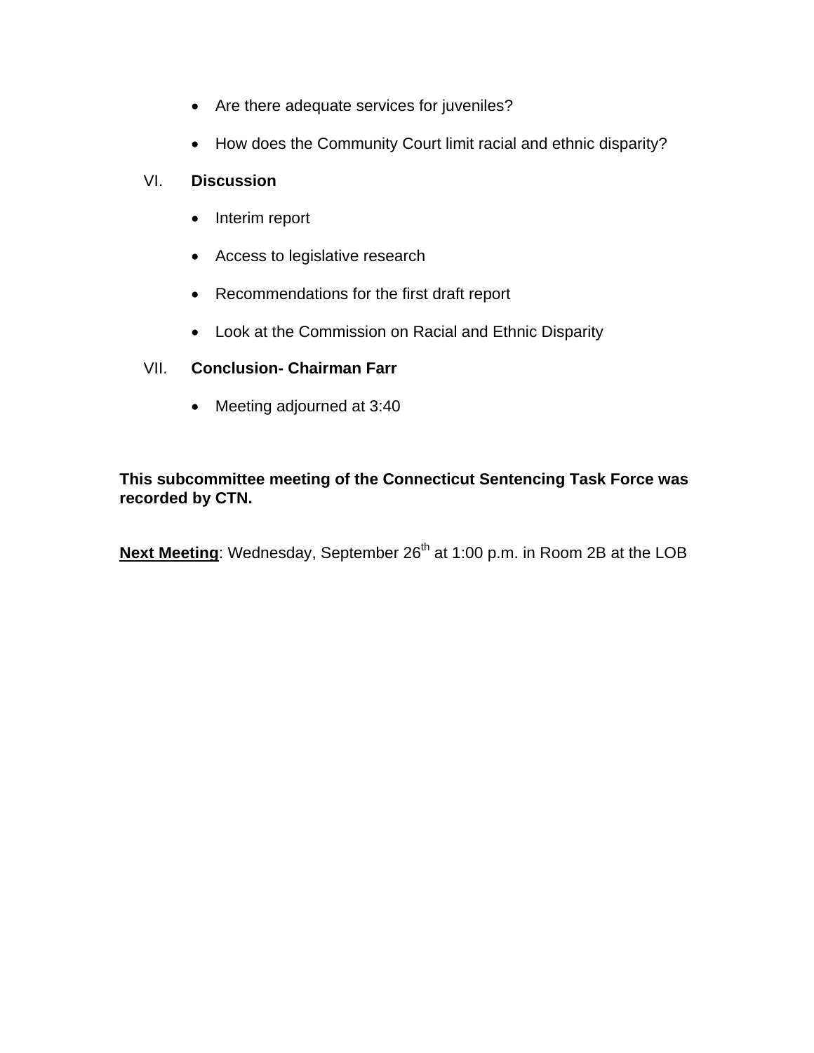- Are there adequate services for juveniles?
- How does the Community Court limit racial and ethnic disparity?

VI. **Discussion**

- Interim report
- Access to legislative research
- Recommendations for the first draft report
- Look at the Commission on Racial and Ethnic Disparity

VII. **Conclusion- Chairman Farr**

- Meeting adjourned at 3:40

**This subcommittee meeting of the Connecticut Sentencing Task Force was recorded by CTN.**

**<u>Next Meeting</u>**: Wednesday, September 26th at 1:00 p.m. in Room 2B at the LOB